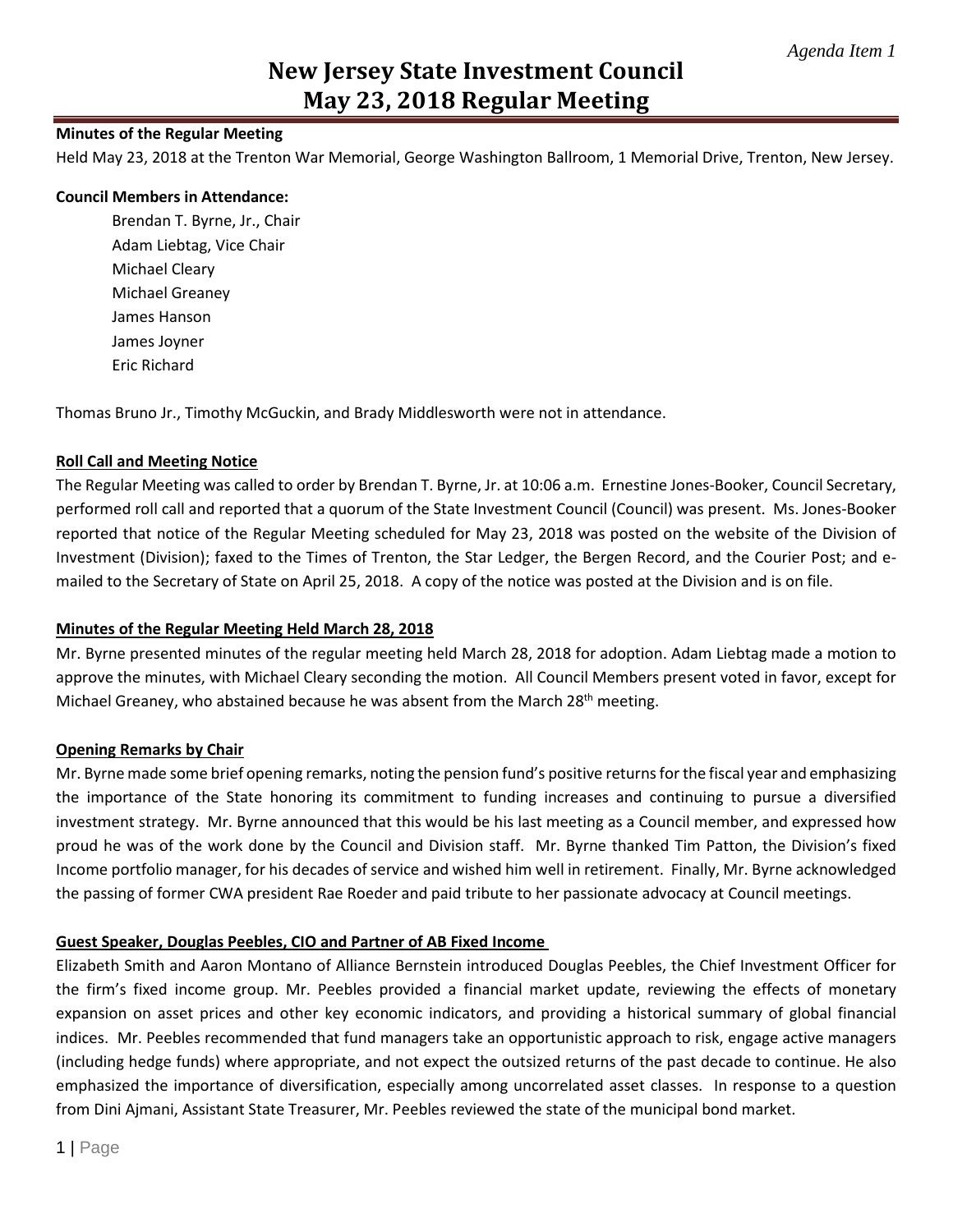*Agenda Item 1*

# New Jersey State Investment Council
# May 23, 2018 Regular Meeting

**Minutes of the Regular Meeting**

Held May 23, 2018 at the Trenton War Memorial, George Washington Ballroom, 1 Memorial Drive, Trenton, New Jersey.

**Council Members in Attendance:**

Brendan T. Byrne, Jr., Chair
Adam Liebtag, Vice Chair
Michael Cleary
Michael Greaney
James Hanson
James Joyner
Eric Richard

Thomas Bruno Jr., Timothy McGuckin, and Brady Middlesworth were not in attendance.

**Roll Call and Meeting Notice**

The Regular Meeting was called to order by Brendan T. Byrne, Jr. at 10:06 a.m. Ernestine Jones-Booker, Council Secretary, performed roll call and reported that a quorum of the State Investment Council (Council) was present. Ms. Jones-Booker reported that notice of the Regular Meeting scheduled for May 23, 2018 was posted on the website of the Division of Investment (Division); faxed to the Times of Trenton, the Star Ledger, the Bergen Record, and the Courier Post; and e-mailed to the Secretary of State on April 25, 2018. A copy of the notice was posted at the Division and is on file.

**Minutes of the Regular Meeting Held March 28, 2018**

Mr. Byrne presented minutes of the regular meeting held March 28, 2018 for adoption. Adam Liebtag made a motion to approve the minutes, with Michael Cleary seconding the motion. All Council Members present voted in favor, except for Michael Greaney, who abstained because he was absent from the March 28th meeting.

**Opening Remarks by Chair**

Mr. Byrne made some brief opening remarks, noting the pension fund's positive returns for the fiscal year and emphasizing the importance of the State honoring its commitment to funding increases and continuing to pursue a diversified investment strategy. Mr. Byrne announced that this would be his last meeting as a Council member, and expressed how proud he was of the work done by the Council and Division staff. Mr. Byrne thanked Tim Patton, the Division's fixed Income portfolio manager, for his decades of service and wished him well in retirement. Finally, Mr. Byrne acknowledged the passing of former CWA president Rae Roeder and paid tribute to her passionate advocacy at Council meetings.

**Guest Speaker, Douglas Peebles, CIO and Partner of AB Fixed Income**

Elizabeth Smith and Aaron Montano of Alliance Bernstein introduced Douglas Peebles, the Chief Investment Officer for the firm's fixed income group. Mr. Peebles provided a financial market update, reviewing the effects of monetary expansion on asset prices and other key economic indicators, and providing a historical summary of global financial indices. Mr. Peebles recommended that fund managers take an opportunistic approach to risk, engage active managers (including hedge funds) where appropriate, and not expect the outsized returns of the past decade to continue. He also emphasized the importance of diversification, especially among uncorrelated asset classes. In response to a question from Dini Ajmani, Assistant State Treasurer, Mr. Peebles reviewed the state of the municipal bond market.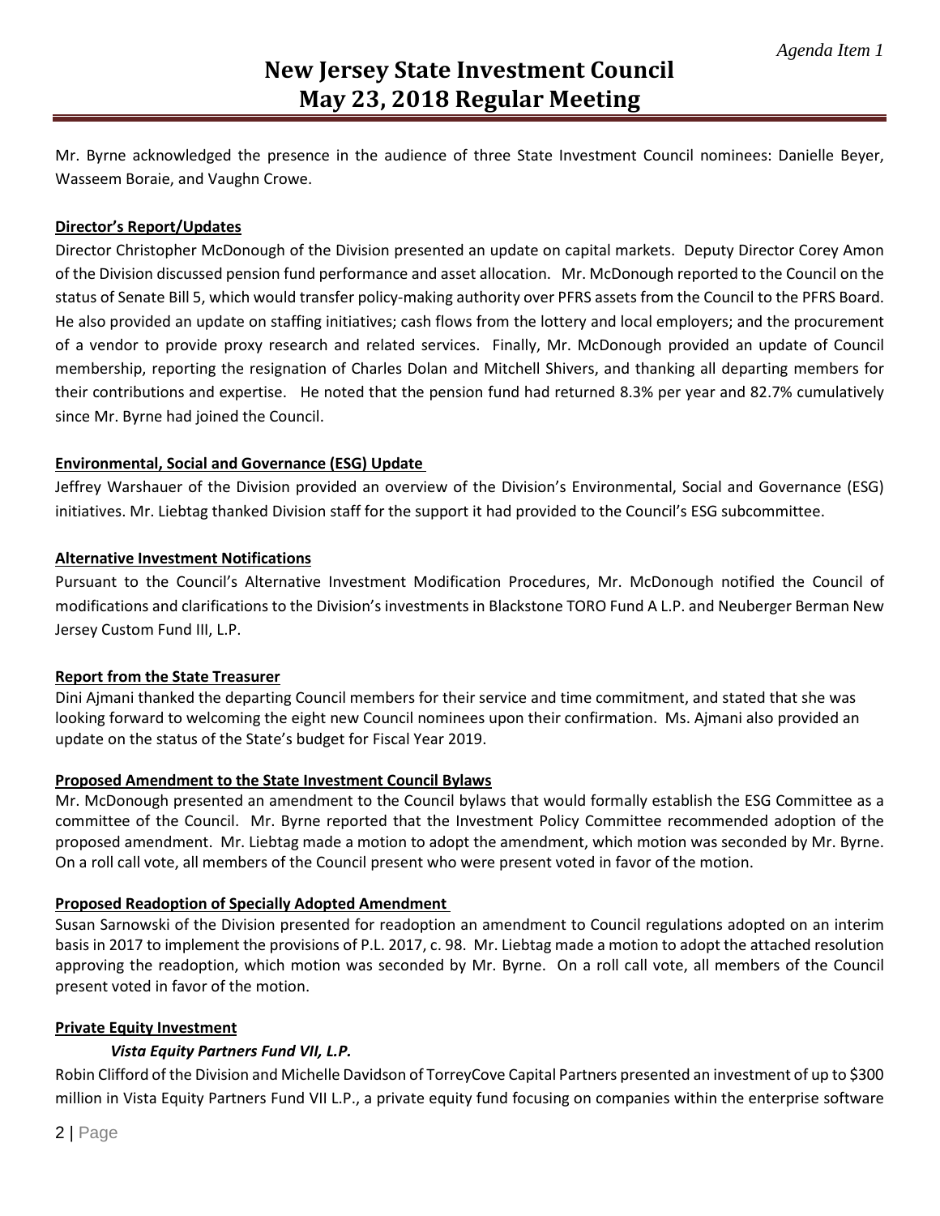Mr. Byrne acknowledged the presence in the audience of three State Investment Council nominees: Danielle Beyer, Wasseem Boraie, and Vaughn Crowe.

**Director's Report/Updates**

Director Christopher McDonough of the Division presented an update on capital markets. Deputy Director Corey Amon of the Division discussed pension fund performance and asset allocation. Mr. McDonough reported to the Council on the status of Senate Bill 5, which would transfer policy-making authority over PFRS assets from the Council to the PFRS Board. He also provided an update on staffing initiatives; cash flows from the lottery and local employers; and the procurement of a vendor to provide proxy research and related services. Finally, Mr. McDonough provided an update of Council membership, reporting the resignation of Charles Dolan and Mitchell Shivers, and thanking all departing members for their contributions and expertise. He noted that the pension fund had returned 8.3% per year and 82.7% cumulatively since Mr. Byrne had joined the Council.

**Environmental, Social and Governance (ESG) Update**

Jeffrey Warshauer of the Division provided an overview of the Division's Environmental, Social and Governance (ESG) initiatives. Mr. Liebtag thanked Division staff for the support it had provided to the Council's ESG subcommittee.

**Alternative Investment Notifications**

Pursuant to the Council's Alternative Investment Modification Procedures, Mr. McDonough notified the Council of modifications and clarifications to the Division's investments in Blackstone TORO Fund A L.P. and Neuberger Berman New Jersey Custom Fund III, L.P.

**Report from the State Treasurer**

Dini Ajmani thanked the departing Council members for their service and time commitment, and stated that she was looking forward to welcoming the eight new Council nominees upon their confirmation. Ms. Ajmani also provided an update on the status of the State's budget for Fiscal Year 2019.

**Proposed Amendment to the State Investment Council Bylaws**

Mr. McDonough presented an amendment to the Council bylaws that would formally establish the ESG Committee as a committee of the Council. Mr. Byrne reported that the Investment Policy Committee recommended adoption of the proposed amendment. Mr. Liebtag made a motion to adopt the amendment, which motion was seconded by Mr. Byrne. On a roll call vote, all members of the Council present who were present voted in favor of the motion.

**Proposed Readoption of Specially Adopted Amendment**

Susan Sarnowski of the Division presented for readoption an amendment to Council regulations adopted on an interim basis in 2017 to implement the provisions of P.L. 2017, c. 98. Mr. Liebtag made a motion to adopt the attached resolution approving the readoption, which motion was seconded by Mr. Byrne. On a roll call vote, all members of the Council present voted in favor of the motion.

**Private Equity Investment**

***Vista Equity Partners Fund VII, L.P.***

Robin Clifford of the Division and Michelle Davidson of TorreyCove Capital Partners presented an investment of up to $300 million in Vista Equity Partners Fund VII L.P., a private equity fund focusing on companies within the enterprise software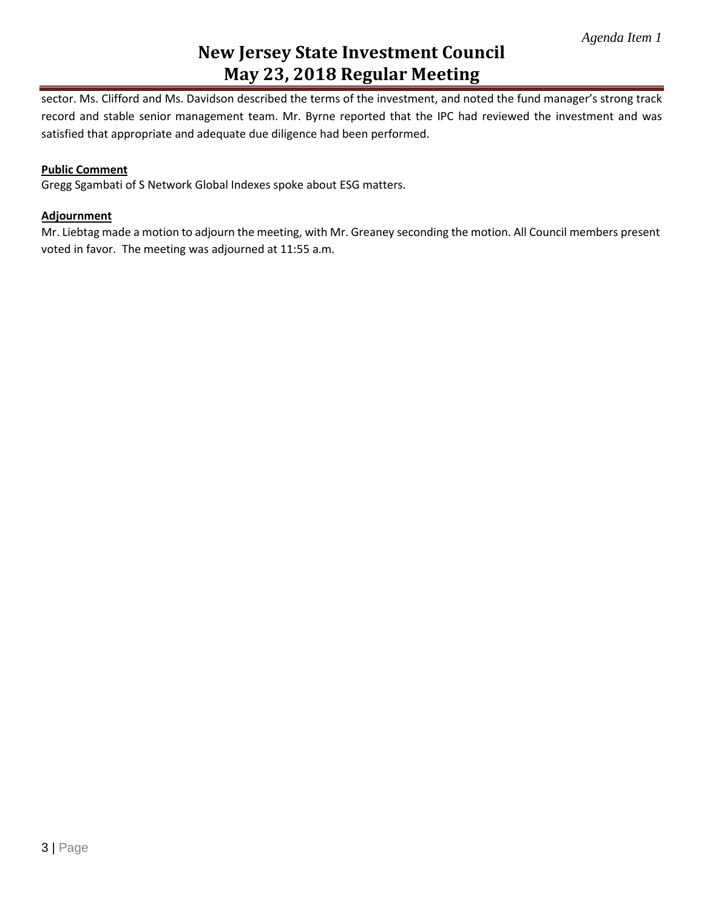sector. Ms. Clifford and Ms. Davidson described the terms of the investment, and noted the fund manager's strong track record and stable senior management team. Mr. Byrne reported that the IPC had reviewed the investment and was satisfied that appropriate and adequate due diligence had been performed.

**Public Comment**

Gregg Sgambati of S Network Global Indexes spoke about ESG matters.

**Adjournment**

Mr. Liebtag made a motion to adjourn the meeting, with Mr. Greaney seconding the motion. All Council members present voted in favor. The meeting was adjourned at 11:55 a.m.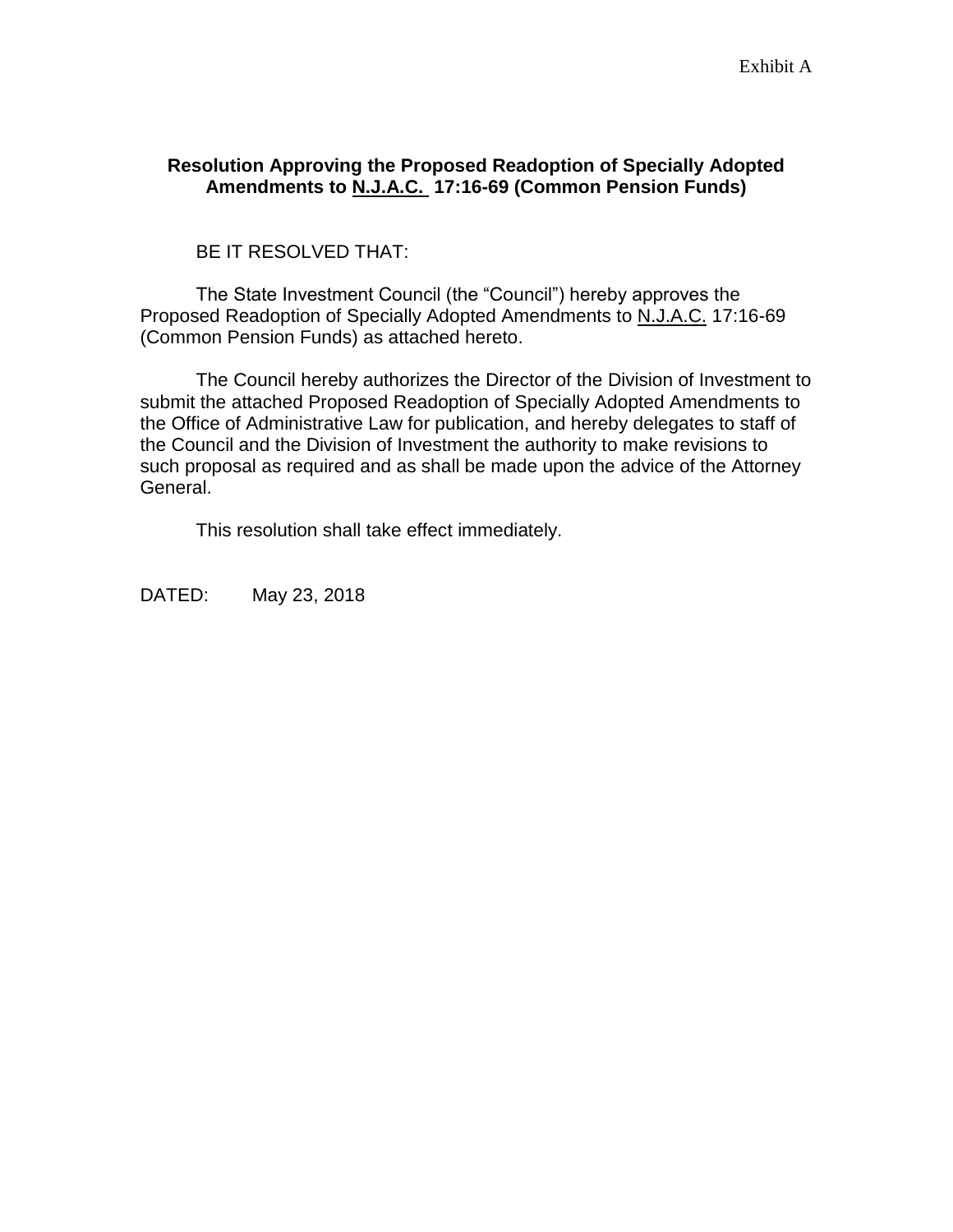Exhibit A

**Resolution Approving the Proposed Readoption of Specially Adopted Amendments to N.J.A.C. 17:16-69 (Common Pension Funds)**

BE IT RESOLVED THAT:

The State Investment Council (the "Council") hereby approves the Proposed Readoption of Specially Adopted Amendments to N.J.A.C. 17:16-69 (Common Pension Funds) as attached hereto.

The Council hereby authorizes the Director of the Division of Investment to submit the attached Proposed Readoption of Specially Adopted Amendments to the Office of Administrative Law for publication, and hereby delegates to staff of the Council and the Division of Investment the authority to make revisions to such proposal as required and as shall be made upon the advice of the Attorney General.

This resolution shall take effect immediately.

DATED: May 23, 2018